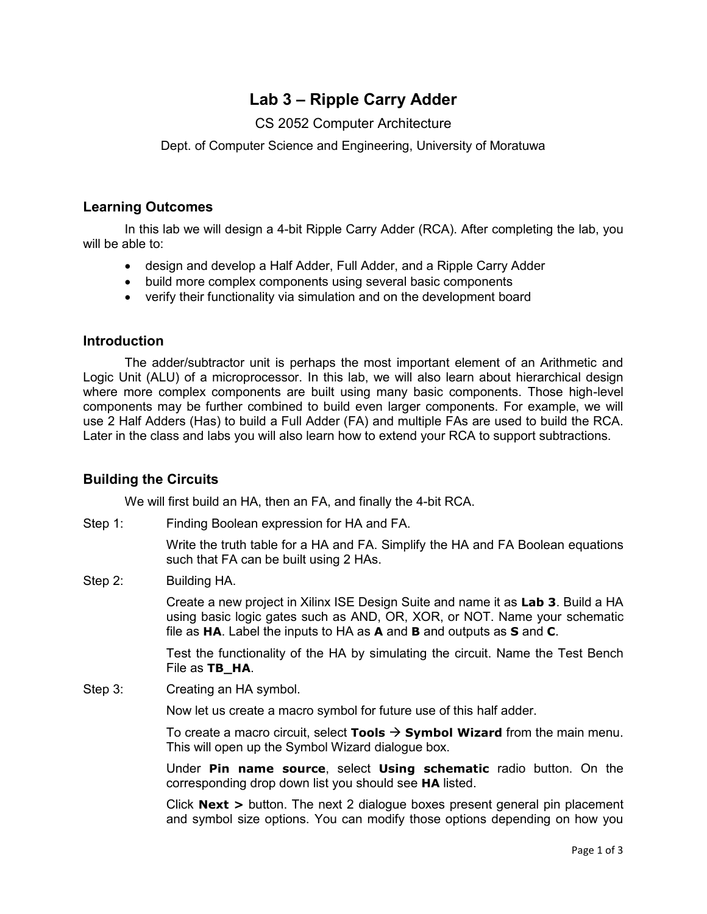# Lab 3 – Ripple Carry Adder

CS 2052 Computer Architecture

Dept. of Computer Science and Engineering, University of Moratuwa

## Learning Outcomes

In this lab we will design a 4-bit Ripple Carry Adder (RCA). After completing the lab, you will be able to:

- design and develop a Half Adder, Full Adder, and a Ripple Carry Adder
- build more complex components using several basic components
- verify their functionality via simulation and on the development board

## Introduction

The adder/subtractor unit is perhaps the most important element of an Arithmetic and Logic Unit (ALU) of a microprocessor. In this lab, we will also learn about hierarchical design where more complex components are built using many basic components. Those high-level components may be further combined to build even larger components. For example, we will use 2 Half Adders (Has) to build a Full Adder (FA) and multiple FAs are used to build the RCA. Later in the class and labs you will also learn how to extend your RCA to support subtractions.

## Building the Circuits

We will first build an HA, then an FA, and finally the 4-bit RCA.

Step 1: Finding Boolean expression for HA and FA.

Write the truth table for a HA and FA. Simplify the HA and FA Boolean equations such that FA can be built using 2 HAs.

Step 2: Building HA.

Create a new project in Xilinx ISE Design Suite and name it as **Lab 3**. Build a HA using basic logic gates such as AND, OR, XOR, or NOT. Name your schematic file as **HA**. Label the inputs to HA as **A** and **B** and outputs as **S** and **C**.

Test the functionality of the HA by simulating the circuit. Name the Test Bench File as **TB_HA**.

Step 3: Creating an HA symbol.

Now let us create a macro symbol for future use of this half adder.

To create a macro circuit, select **Tools → Symbol Wizard** from the main menu. This will open up the Symbol Wizard dialogue box.

Under **Pin name source**, select **Using schematic** radio button. On the corresponding drop down list you should see **HA** listed.

Click **Next >** button. The next 2 dialogue boxes present general pin placement and symbol size options. You can modify those options depending on how you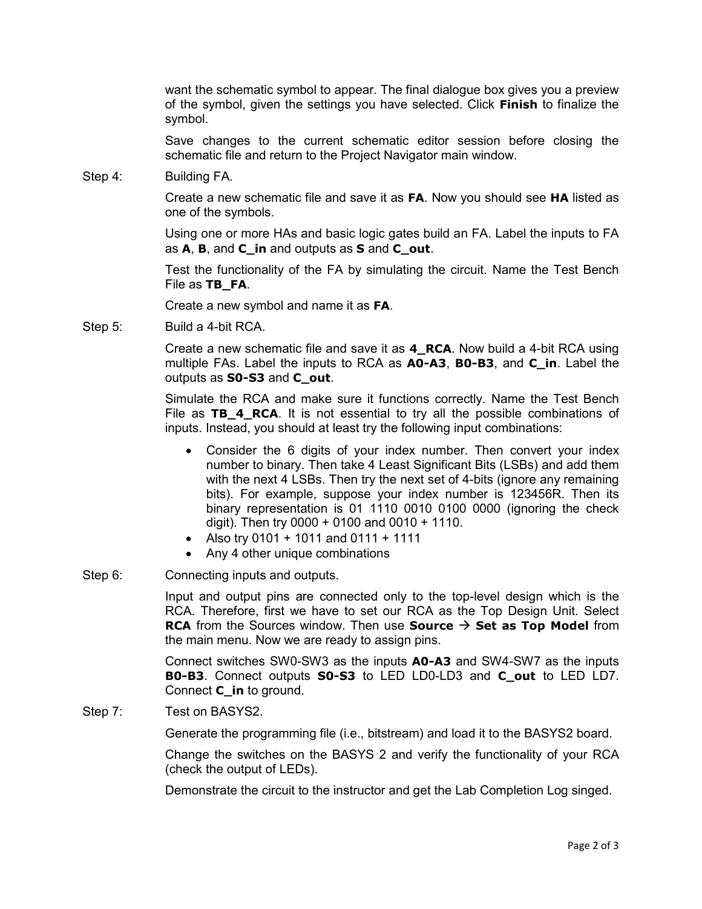want the schematic symbol to appear. The final dialogue box gives you a preview of the symbol, given the settings you have selected. Click **Finish** to finalize the symbol.

Save changes to the current schematic editor session before closing the schematic file and return to the Project Navigator main window.

Step 4: Building FA.

Create a new schematic file and save it as **FA**. Now you should see **HA** listed as one of the symbols.

Using one or more HAs and basic logic gates build an FA. Label the inputs to FA as **A**, **B**, and **C_in** and outputs as **S** and **C_out**.

Test the functionality of the FA by simulating the circuit. Name the Test Bench File as **TB_FA**.

Create a new symbol and name it as **FA**.

Step 5: Build a 4-bit RCA.

Create a new schematic file and save it as **4_RCA**. Now build a 4-bit RCA using multiple FAs. Label the inputs to RCA as **A0-A3**, **B0-B3**, and **C_in**. Label the outputs as **S0-S3** and **C_out**.

Simulate the RCA and make sure it functions correctly. Name the Test Bench File as **TB_4_RCA**. It is not essential to try all the possible combinations of inputs. Instead, you should at least try the following input combinations:

- Consider the 6 digits of your index number. Then convert your index number to binary. Then take 4 Least Significant Bits (LSBs) and add them with the next 4 LSBs. Then try the next set of 4-bits (ignore any remaining bits). For example, suppose your index number is 123456R. Then its binary representation is 01 1110 0010 0100 0000 (ignoring the check digit). Then try 0000 + 0100 and 0010 + 1110.
- Also try 0101 + 1011 and 0111 + 1111
- Any 4 other unique combinations

Step 6: Connecting inputs and outputs.

Input and output pins are connected only to the top-level design which is the RCA. Therefore, first we have to set our RCA as the Top Design Unit. Select **RCA** from the Sources window. Then use **Source → Set as Top Model** from the main menu. Now we are ready to assign pins.

Connect switches SW0-SW3 as the inputs **A0-A3** and SW4-SW7 as the inputs **B0-B3**. Connect outputs **S0-S3** to LED LD0-LD3 and **C_out** to LED LD7. Connect **C_in** to ground.

Step 7: Test on BASYS2.

Generate the programming file (i.e., bitstream) and load it to the BASYS2 board.

Change the switches on the BASYS 2 and verify the functionality of your RCA (check the output of LEDs).

Demonstrate the circuit to the instructor and get the Lab Completion Log singed.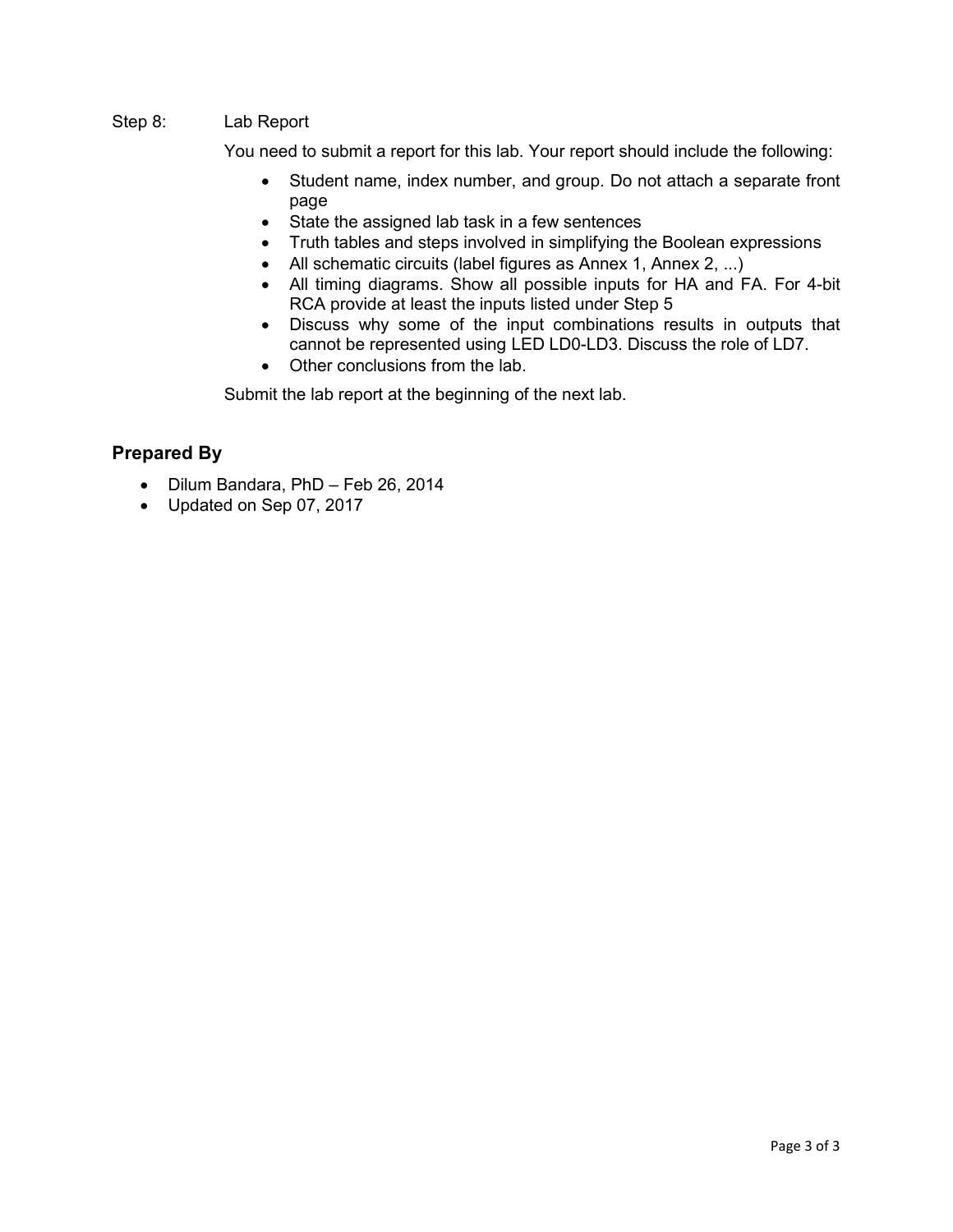Step 8: Lab Report

You need to submit a report for this lab. Your report should include the following:

- Student name, index number, and group. Do not attach a separate front page
- State the assigned lab task in a few sentences
- Truth tables and steps involved in simplifying the Boolean expressions
- All schematic circuits (label figures as Annex 1, Annex 2, ...)
- All timing diagrams. Show all possible inputs for HA and FA. For 4-bit RCA provide at least the inputs listed under Step 5
- Discuss why some of the input combinations results in outputs that cannot be represented using LED LD0-LD3. Discuss the role of LD7.
- Other conclusions from the lab.

Submit the lab report at the beginning of the next lab.

## Prepared By

- Dilum Bandara, PhD – Feb 26, 2014
- Updated on Sep 07, 2017